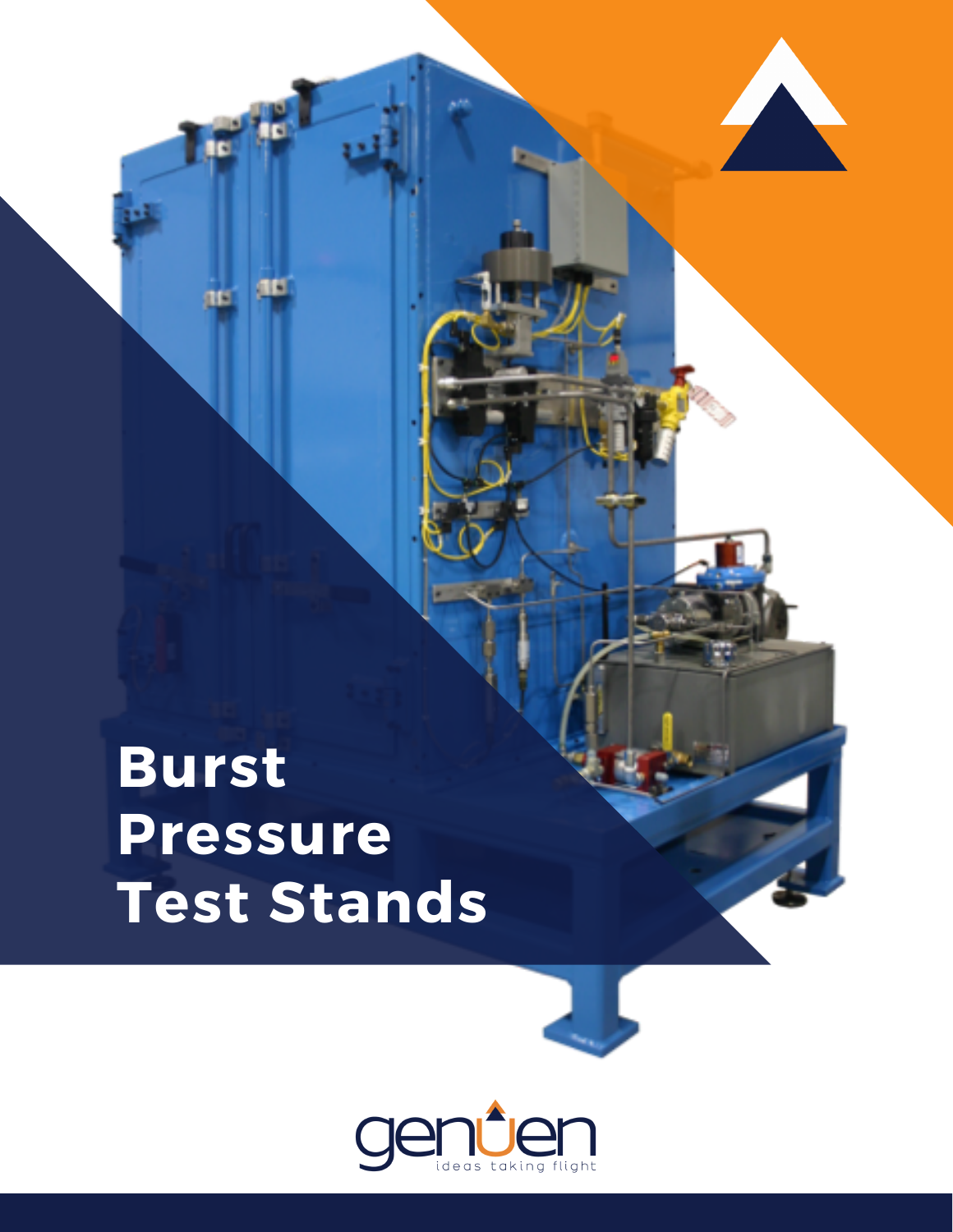# Burst Pressure Test Stands

genuen

ideas taking flight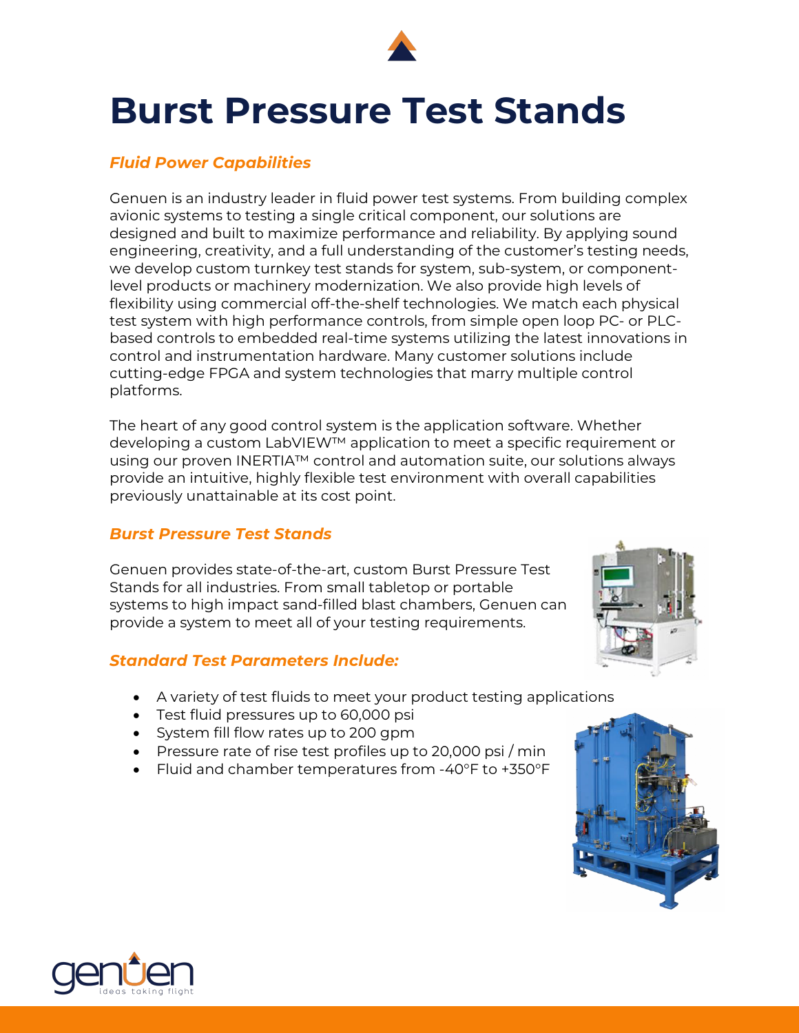# Burst Pressure Test Stands

### *Fluid Power Capabilities*

Genuen is an industry leader in fluid power test systems. From building complex avionic systems to testing a single critical component, our solutions are designed and built to maximize performance and reliability. By applying sound engineering, creativity, and a full understanding of the customer's testing needs, we develop custom turnkey test stands for system, sub-system, or component-level products or machinery modernization. We also provide high levels of flexibility using commercial off-the-shelf technologies. We match each physical test system with high performance controls, from simple open loop PC- or PLC-based controls to embedded real-time systems utilizing the latest innovations in control and instrumentation hardware. Many customer solutions include cutting-edge FPGA and system technologies that marry multiple control platforms.

The heart of any good control system is the application software. Whether developing a custom LabVIEW™ application to meet a specific requirement or using our proven INERTIA™ control and automation suite, our solutions always provide an intuitive, highly flexible test environment with overall capabilities previously unattainable at its cost point.

### *Burst Pressure Test Stands*

Genuen provides state-of-the-art, custom Burst Pressure Test Stands for all industries. From small tabletop or portable systems to high impact sand-filled blast chambers, Genuen can provide a system to meet all of your testing requirements.

### *Standard Test Parameters Include:*

- A variety of test fluids to meet your product testing applications
- Test fluid pressures up to 60,000 psi
- System fill flow rates up to 200 gpm
- Pressure rate of rise test profiles up to 20,000 psi / min
- Fluid and chamber temperatures from -40°F to +350°F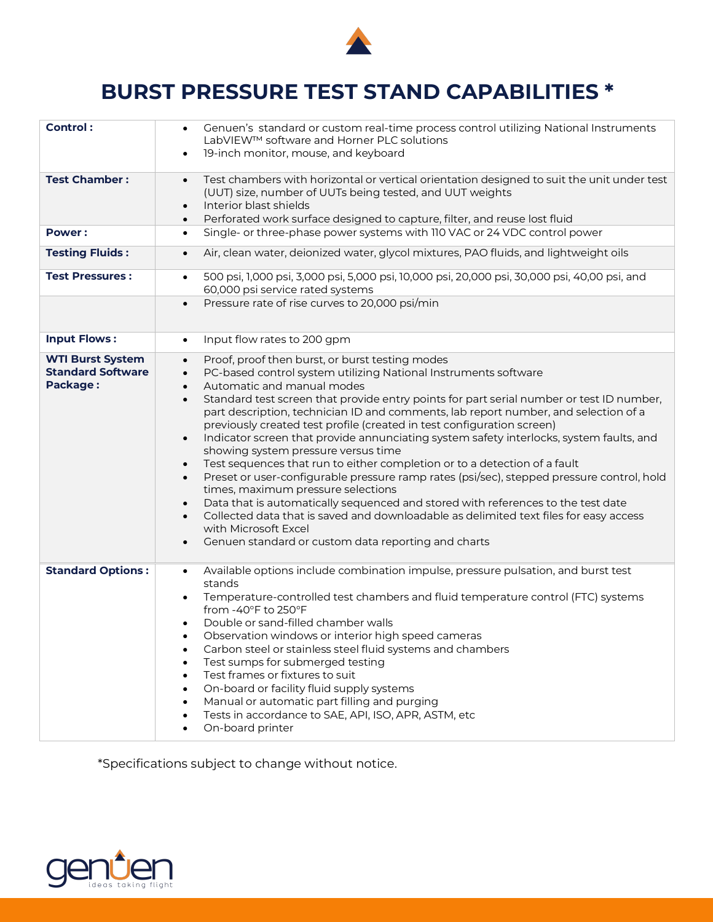# BURST PRESSURE TEST STAND CAPABILITIES *

| | |
|---|---|
| **Control :** | • Genuen's standard or custom real-time process control utilizing National Instruments LabVIEW™ software and Horner PLC solutions<br>• 19-inch monitor, mouse, and keyboard |
| **Test Chamber :** | • Test chambers with horizontal or vertical orientation designed to suit the unit under test (UUT) size, number of UUTs being tested, and UUT weights<br>• Interior blast shields<br>• Perforated work surface designed to capture, filter, and reuse lost fluid |
| **Power :** | • Single- or three-phase power systems with 110 VAC or 24 VDC control power |
| **Testing Fluids :** | • Air, clean water, deionized water, glycol mixtures, PAO fluids, and lightweight oils |
| **Test Pressures :** | • 500 psi, 1,000 psi, 3,000 psi, 5,000 psi, 10,000 psi, 20,000 psi, 30,000 psi, 40,00 psi, and 60,000 psi service rated systems |
| | • Pressure rate of rise curves to 20,000 psi/min |
| **Input Flows :** | • Input flow rates to 200 gpm |
| **WTI Burst System Standard Software Package :** | • Proof, proof then burst, or burst testing modes<br>• PC-based control system utilizing National Instruments software<br>• Automatic and manual modes<br>• Standard test screen that provide entry points for part serial number or test ID number, part description, technician ID and comments, lab report number, and selection of a previously created test profile (created in test configuration screen)<br>• Indicator screen that provide annunciating system safety interlocks, system faults, and showing system pressure versus time<br>• Test sequences that run to either completion or to a detection of a fault<br>• Preset or user-configurable pressure ramp rates (psi/sec), stepped pressure control, hold times, maximum pressure selections<br>• Data that is automatically sequenced and stored with references to the test date<br>• Collected data that is saved and downloadable as delimited text files for easy access with Microsoft Excel<br>• Genuen standard or custom data reporting and charts |
| **Standard Options :** | • Available options include combination impulse, pressure pulsation, and burst test stands<br>• Temperature-controlled test chambers and fluid temperature control (FTC) systems from -40°F to 250°F<br>• Double or sand-filled chamber walls<br>• Observation windows or interior high speed cameras<br>• Carbon steel or stainless steel fluid systems and chambers<br>• Test sumps for submerged testing<br>• Test frames or fixtures to suit<br>• On-board or facility fluid supply systems<br>• Manual or automatic part filling and purging<br>• Tests in accordance to SAE, API, ISO, APR, ASTM, etc<br>• On-board printer |

*Specifications subject to change without notice.

genuen
ideas taking flight